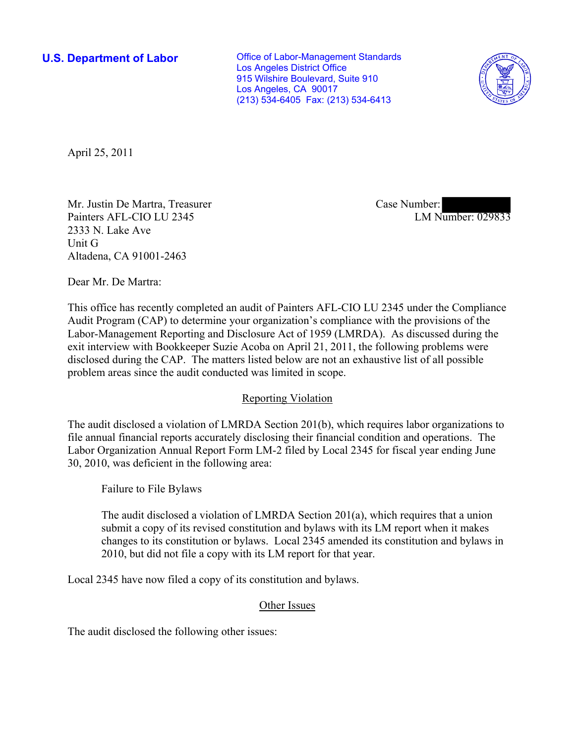**U.S. Department of Labor**

Office of Labor-Management Standards
Los Angeles District Office
915 Wilshire Boulevard, Suite 910
Los Angeles, CA 90017
(213) 534-6405 Fax: (213) 534-6413

April 25, 2011

Mr. Justin De Martra, Treasurer
Painters AFL-CIO LU 2345
2333 N. Lake Ave
Unit G
Altadena, CA 91001-2463

Case Number: [REDACTED]
LM Number: 029833

Dear Mr. De Martra:

This office has recently completed an audit of Painters AFL-CIO LU 2345 under the Compliance Audit Program (CAP) to determine your organization's compliance with the provisions of the Labor-Management Reporting and Disclosure Act of 1959 (LMRDA). As discussed during the exit interview with Bookkeeper Suzie Acoba on April 21, 2011, the following problems were disclosed during the CAP. The matters listed below are not an exhaustive list of all possible problem areas since the audit conducted was limited in scope.

## Reporting Violation

The audit disclosed a violation of LMRDA Section 201(b), which requires labor organizations to file annual financial reports accurately disclosing their financial condition and operations. The Labor Organization Annual Report Form LM-2 filed by Local 2345 for fiscal year ending June 30, 2010, was deficient in the following area:

Failure to File Bylaws

The audit disclosed a violation of LMRDA Section 201(a), which requires that a union submit a copy of its revised constitution and bylaws with its LM report when it makes changes to its constitution or bylaws. Local 2345 amended its constitution and bylaws in 2010, but did not file a copy with its LM report for that year.

Local 2345 have now filed a copy of its constitution and bylaws.

## Other Issues

The audit disclosed the following other issues: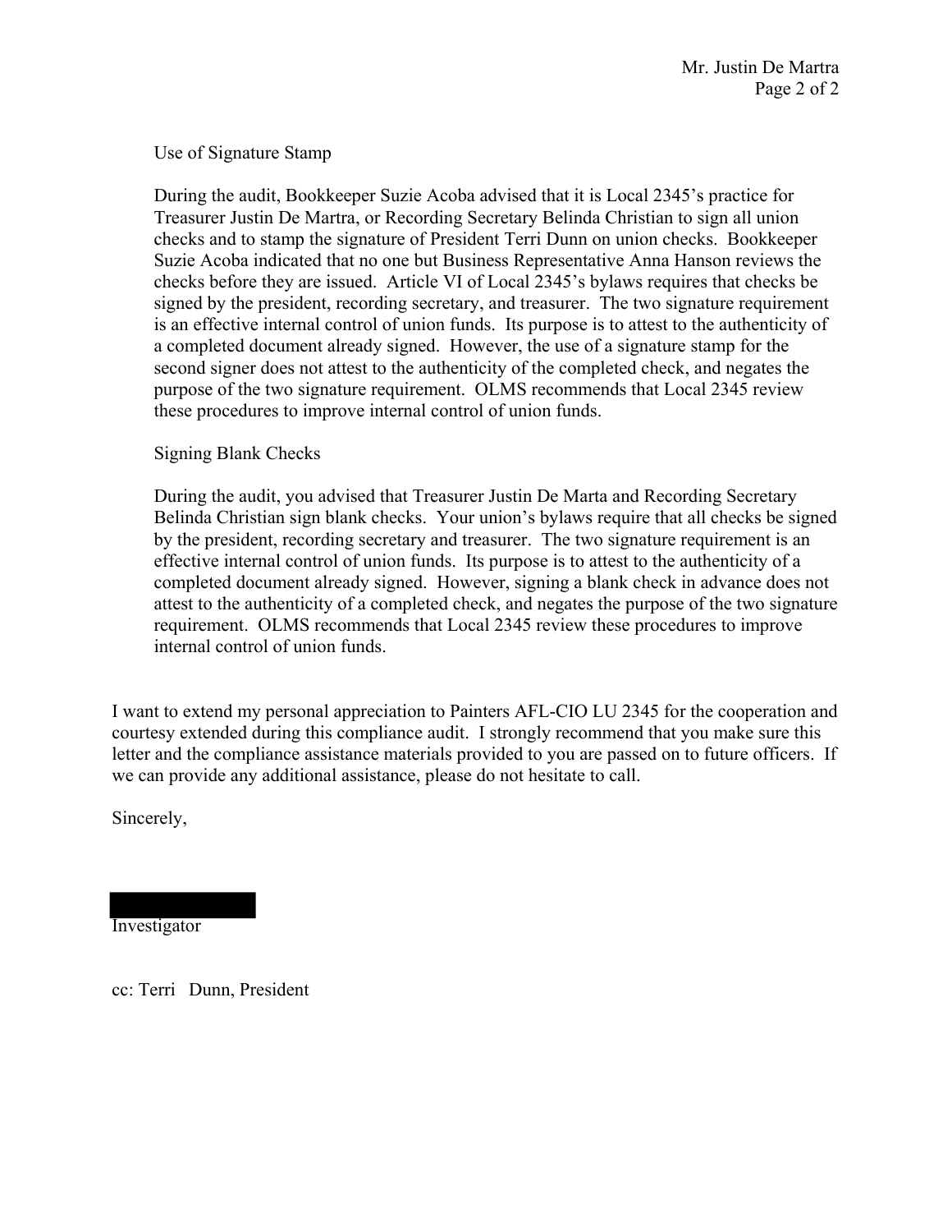Use of Signature Stamp

During the audit, Bookkeeper Suzie Acoba advised that it is Local 2345's practice for Treasurer Justin De Martra, or Recording Secretary Belinda Christian to sign all union checks and to stamp the signature of President Terri Dunn on union checks. Bookkeeper Suzie Acoba indicated that no one but Business Representative Anna Hanson reviews the checks before they are issued. Article VI of Local 2345's bylaws requires that checks be signed by the president, recording secretary, and treasurer. The two signature requirement is an effective internal control of union funds. Its purpose is to attest to the authenticity of a completed document already signed. However, the use of a signature stamp for the second signer does not attest to the authenticity of the completed check, and negates the purpose of the two signature requirement. OLMS recommends that Local 2345 review these procedures to improve internal control of union funds.

Signing Blank Checks

During the audit, you advised that Treasurer Justin De Marta and Recording Secretary Belinda Christian sign blank checks. Your union's bylaws require that all checks be signed by the president, recording secretary and treasurer. The two signature requirement is an effective internal control of union funds. Its purpose is to attest to the authenticity of a completed document already signed. However, signing a blank check in advance does not attest to the authenticity of a completed check, and negates the purpose of the two signature requirement. OLMS recommends that Local 2345 review these procedures to improve internal control of union funds.

I want to extend my personal appreciation to Painters AFL-CIO LU 2345 for the cooperation and courtesy extended during this compliance audit. I strongly recommend that you make sure this letter and the compliance assistance materials provided to you are passed on to future officers. If we can provide any additional assistance, please do not hesitate to call.

Sincerely,

Investigator

cc: Terri Dunn, President